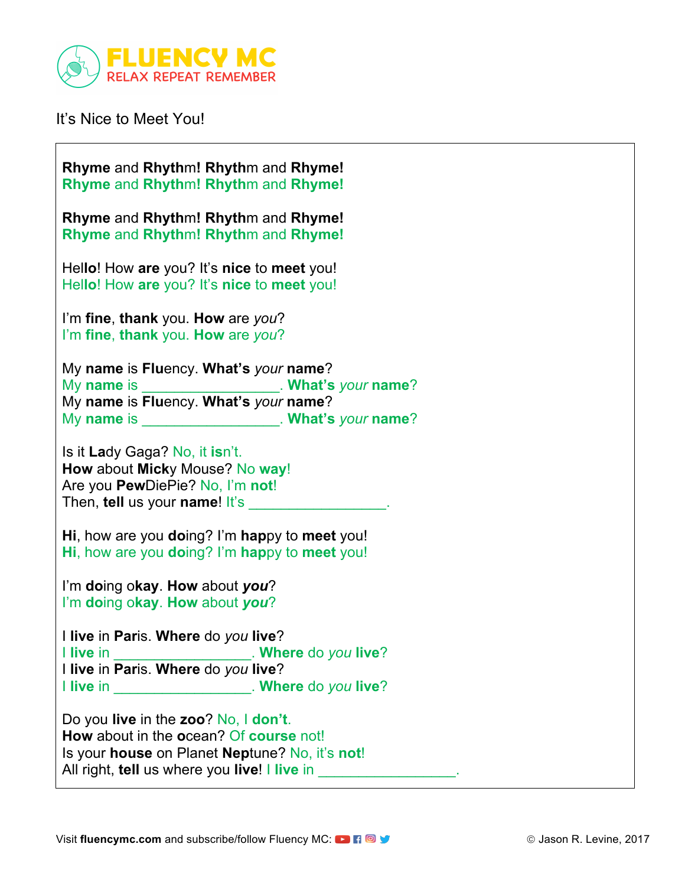FLUENCY MC
RELAX REPEAT REMEMBER

It's Nice to Meet You!

**Rhyme** and **Rhyth**m! **Rhyth**m and **Rhyme!**
**Rhyme** and **Rhyth**m! **Rhyth**m and **Rhyme!**

**Rhyme** and **Rhyth**m! **Rhyth**m and **Rhyme!**
**Rhyme** and **Rhyth**m! **Rhyth**m and **Rhyme!**

Hel**lo**! How **are** you? It's **nice** to **meet** you!
Hel**lo**! How **are** you? It's **nice** to **meet** you!

I'm **fine**, **thank** you. **How** are *you*?
I'm **fine**, **thank** you. **How** are *you*?

My **name** is **Flu**ency. **What's** *your* **name**?
My **name** is _________________. **What's** *your* **name**?
My **name** is **Flu**ency. **What's** *your* **name**?
My **name** is _________________. **What's** *your* **name**?

Is it **La**dy Gaga? No, it **is**n't.
**How** about **Mick**y Mouse? No **way**!
Are you **Pew**DiePie? No, I'm **not**!
Then, **tell** us your **name**! It's _________________.

**Hi**, how are you **do**ing? I'm **hap**py to **meet** you!
**Hi**, how are you **do**ing? I'm **hap**py to **meet** you!

I'm **do**ing o**kay**. **How** about ***you***?
I'm **do**ing o**kay**. **How** about ***you***?

I **live** in **Par**is. **Where** do *you* **live**?
I **live** in _________________. **Where** do *you* **live**?
I **live** in **Par**is. **Where** do *you* **live**?
I **live** in _________________. **Where** do *you* **live**?

Do you **live** in the **zoo**? No, I **don't**.
**How** about in the **o**cean? Of **course** not!
Is your **house** on Planet **Nep**tune? No, it's **not**!
All right, **tell** us where you **live**! I **live** in _________________.

Visit **fluencymc.com** and subscribe/follow Fluency MC:

© Jason R. Levine, 2017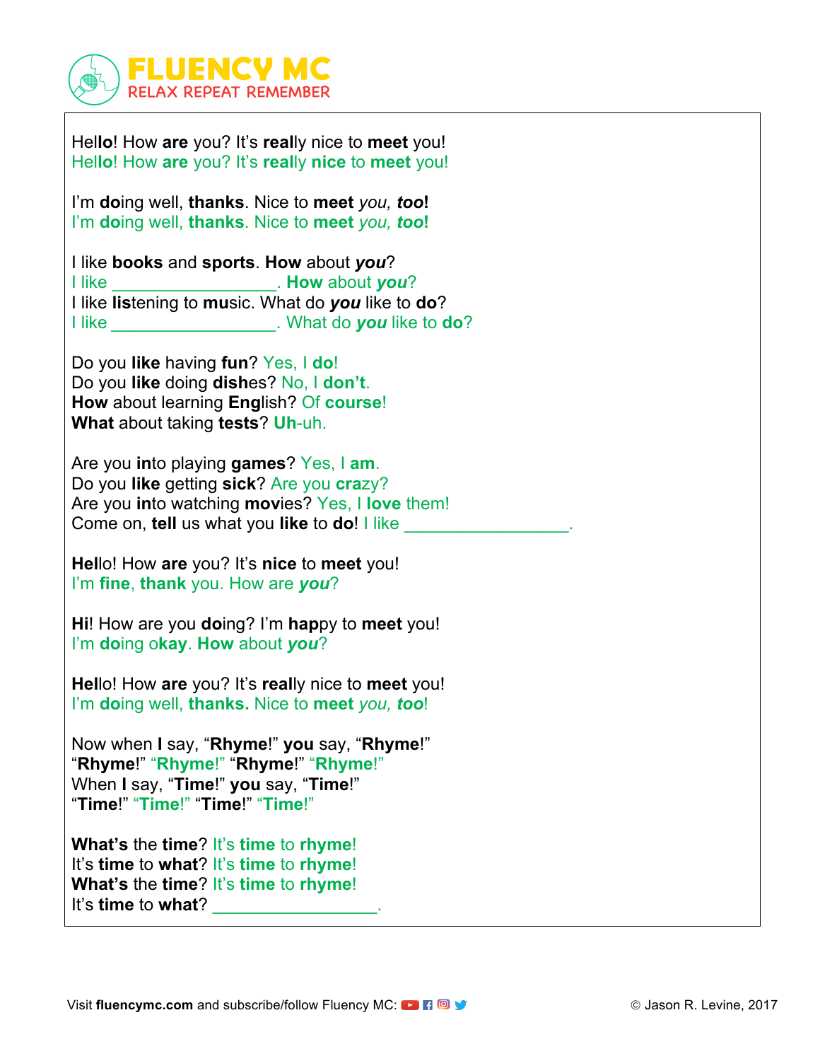# FLUENCY MC
RELAX REPEAT REMEMBER

Hel**lo**! How **are** you? It's **real**ly nice to **meet** you!
Hel**lo**! How **are** you? It's **real**ly **nice** to **meet** you!

I'm **do**ing well, **thanks**. Nice to **meet** *you,* ***too*!**
I'm **do**ing well, **thanks**. Nice to **meet** *you,* ***too*!**

I like **books** and **sports**. **How** about ***you***?
I like _________________. **How** about ***you***?
I like **lis**tening to **mu**sic. What do ***you*** like to **do**?
I like _________________. What do ***you*** like to **do**?

Do you **like** having **fun**? Yes, I **do**!
Do you **like** doing **dish**es? No, I **don't**.
**How** about learning **Eng**lish? Of **course**!
**What** about taking **tests**? **Uh**-uh.

Are you **in**to playing **games**? Yes, I **am**.
Do you **like** getting **sick**? Are you **cra**zy?
Are you **in**to watching **mov**ies? Yes, I **love** them!
Come on, **tell** us what you **like** to **do**! I like _________________.

**Hel**lo! How **are** you? It's **nice** to **meet** you!
I'm **fine**, **thank** you. How are ***you***?

**Hi**! How are you **do**ing? I'm **hap**py to **meet** you!
I'm **do**ing o**kay**. **How** about ***you***?

**Hel**lo! How **are** you? It's **real**ly nice to **meet** you!
I'm **do**ing well, **thanks.** Nice to **meet** *you,* ***too***!

Now when **I** say, "**Rhyme**!" **you** say, "**Rhyme**!"
"**Rhyme**!" "**Rhyme**!" "**Rhyme**!" "**Rhyme**!"
When **I** say, "**Time**!" **you** say, "**Time**!"
"**Time**!" "**Time**!" "**Time**!" "**Time**!"

**What's** the **time**? It's **time** to **rhyme**!
It's **time** to **what**? It's **time** to **rhyme**!
**What's** the **time**? It's **time** to **rhyme**!
It's **time** to **what**? _________________.

Visit **fluencymc.com** and subscribe/follow Fluency MC:

© Jason R. Levine, 2017